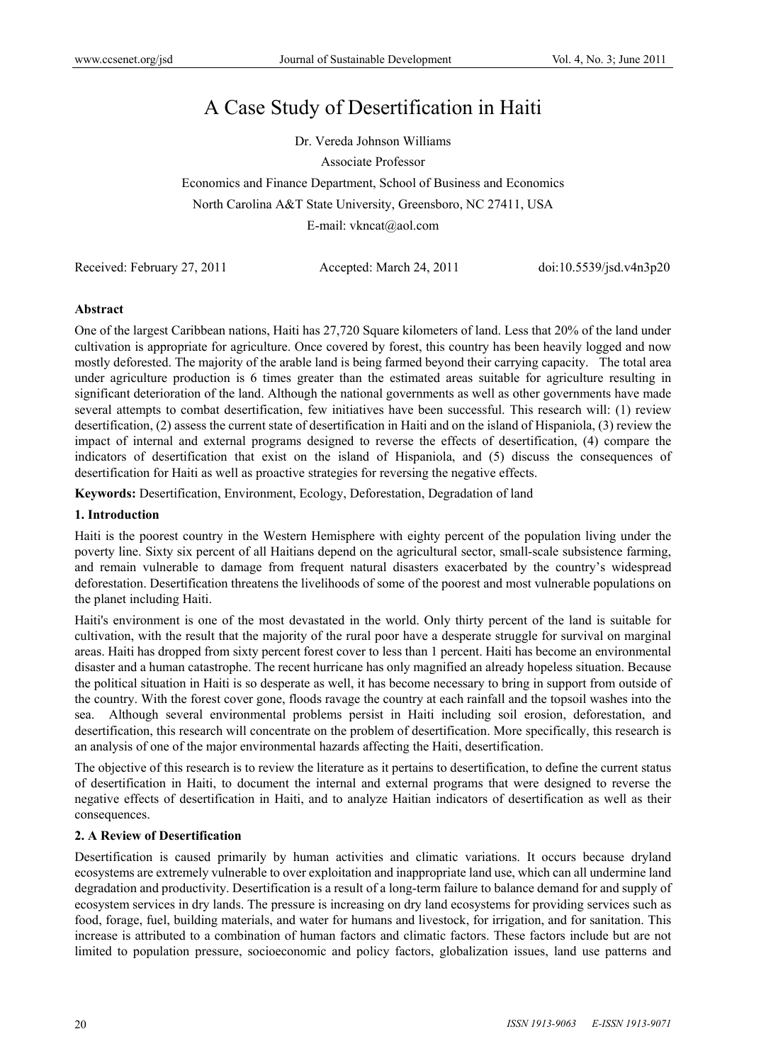# A Case Study of Desertification in Haiti

Dr. Vereda Johnson Williams

Associate Professor

Economics and Finance Department, School of Business and Economics

North Carolina A&T State University, Greensboro, NC 27411, USA

E-mail: vkncat@aol.com

Received: February 27, 2011 Accepted: March 24, 2011 doi:10.5539/jsd.v4n3p20

**Abstract**

One of the largest Caribbean nations, Haiti has 27,720 Square kilometers of land. Less that 20% of the land under cultivation is appropriate for agriculture. Once covered by forest, this country has been heavily logged and now mostly deforested. The majority of the arable land is being farmed beyond their carrying capacity. The total area under agriculture production is 6 times greater than the estimated areas suitable for agriculture resulting in significant deterioration of the land. Although the national governments as well as other governments have made several attempts to combat desertification, few initiatives have been successful. This research will: (1) review desertification, (2) assess the current state of desertification in Haiti and on the island of Hispaniola, (3) review the impact of internal and external programs designed to reverse the effects of desertification, (4) compare the indicators of desertification that exist on the island of Hispaniola, and (5) discuss the consequences of desertification for Haiti as well as proactive strategies for reversing the negative effects.

**Keywords:** Desertification, Environment, Ecology, Deforestation, Degradation of land

## 1. Introduction

Haiti is the poorest country in the Western Hemisphere with eighty percent of the population living under the poverty line. Sixty six percent of all Haitians depend on the agricultural sector, small-scale subsistence farming, and remain vulnerable to damage from frequent natural disasters exacerbated by the country's widespread deforestation. Desertification threatens the livelihoods of some of the poorest and most vulnerable populations on the planet including Haiti.

Haiti's environment is one of the most devastated in the world. Only thirty percent of the land is suitable for cultivation, with the result that the majority of the rural poor have a desperate struggle for survival on marginal areas. Haiti has dropped from sixty percent forest cover to less than 1 percent. Haiti has become an environmental disaster and a human catastrophe. The recent hurricane has only magnified an already hopeless situation. Because the political situation in Haiti is so desperate as well, it has become necessary to bring in support from outside of the country. With the forest cover gone, floods ravage the country at each rainfall and the topsoil washes into the sea. Although several environmental problems persist in Haiti including soil erosion, deforestation, and desertification, this research will concentrate on the problem of desertification. More specifically, this research is an analysis of one of the major environmental hazards affecting the Haiti, desertification.

The objective of this research is to review the literature as it pertains to desertification, to define the current status of desertification in Haiti, to document the internal and external programs that were designed to reverse the negative effects of desertification in Haiti, and to analyze Haitian indicators of desertification as well as their consequences.

## 2. A Review of Desertification

Desertification is caused primarily by human activities and climatic variations. It occurs because dryland ecosystems are extremely vulnerable to over exploitation and inappropriate land use, which can all undermine land degradation and productivity. Desertification is a result of a long-term failure to balance demand for and supply of ecosystem services in dry lands. The pressure is increasing on dry land ecosystems for providing services such as food, forage, fuel, building materials, and water for humans and livestock, for irrigation, and for sanitation. This increase is attributed to a combination of human factors and climatic factors. These factors include but are not limited to population pressure, socioeconomic and policy factors, globalization issues, land use patterns and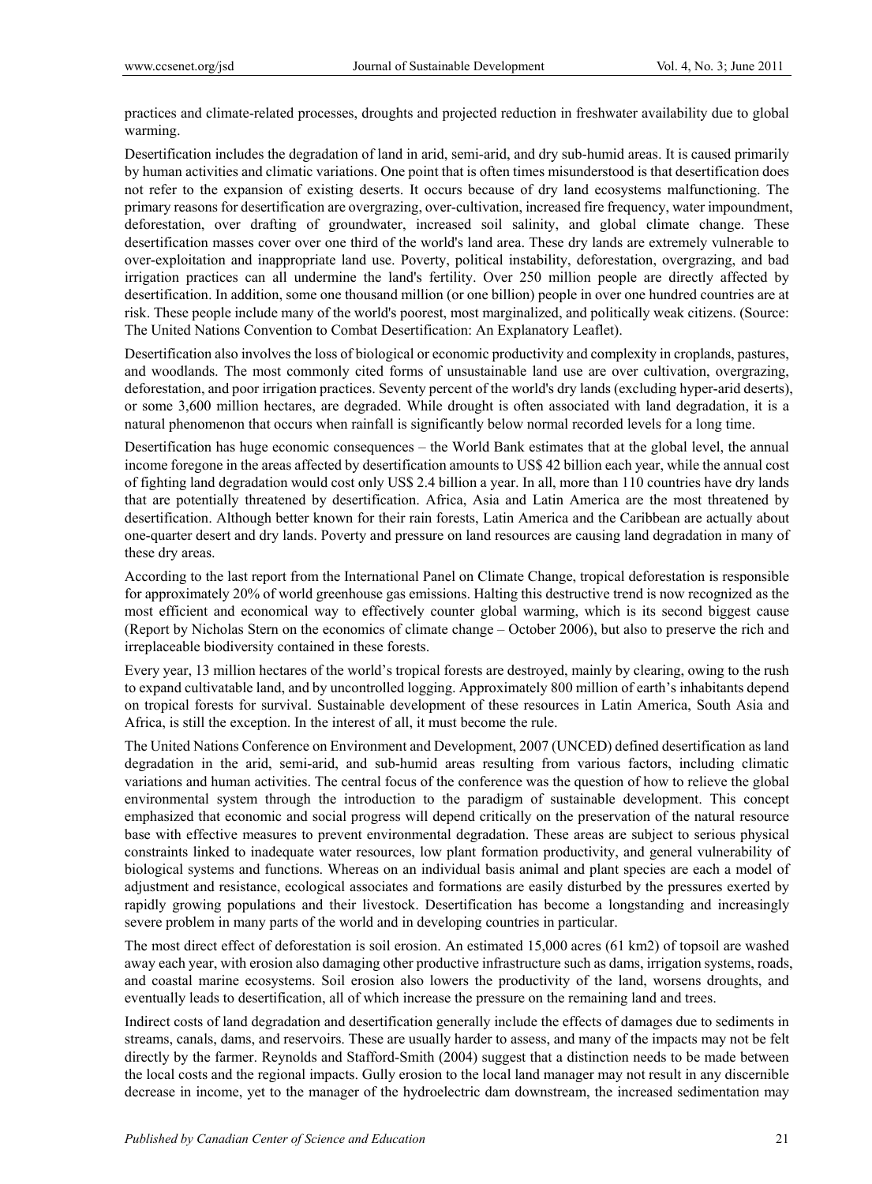practices and climate-related processes, droughts and projected reduction in freshwater availability due to global warming.

Desertification includes the degradation of land in arid, semi-arid, and dry sub-humid areas. It is caused primarily by human activities and climatic variations. One point that is often times misunderstood is that desertification does not refer to the expansion of existing deserts. It occurs because of dry land ecosystems malfunctioning. The primary reasons for desertification are overgrazing, over-cultivation, increased fire frequency, water impoundment, deforestation, over drafting of groundwater, increased soil salinity, and global climate change. These desertification masses cover over one third of the world's land area. These dry lands are extremely vulnerable to over-exploitation and inappropriate land use. Poverty, political instability, deforestation, overgrazing, and bad irrigation practices can all undermine the land's fertility. Over 250 million people are directly affected by desertification. In addition, some one thousand million (or one billion) people in over one hundred countries are at risk. These people include many of the world's poorest, most marginalized, and politically weak citizens. (Source: The United Nations Convention to Combat Desertification: An Explanatory Leaflet).

Desertification also involves the loss of biological or economic productivity and complexity in croplands, pastures, and woodlands. The most commonly cited forms of unsustainable land use are over cultivation, overgrazing, deforestation, and poor irrigation practices. Seventy percent of the world's dry lands (excluding hyper-arid deserts), or some 3,600 million hectares, are degraded. While drought is often associated with land degradation, it is a natural phenomenon that occurs when rainfall is significantly below normal recorded levels for a long time.

Desertification has huge economic consequences – the World Bank estimates that at the global level, the annual income foregone in the areas affected by desertification amounts to US$ 42 billion each year, while the annual cost of fighting land degradation would cost only US$ 2.4 billion a year. In all, more than 110 countries have dry lands that are potentially threatened by desertification. Africa, Asia and Latin America are the most threatened by desertification. Although better known for their rain forests, Latin America and the Caribbean are actually about one-quarter desert and dry lands. Poverty and pressure on land resources are causing land degradation in many of these dry areas.

According to the last report from the International Panel on Climate Change, tropical deforestation is responsible for approximately 20% of world greenhouse gas emissions. Halting this destructive trend is now recognized as the most efficient and economical way to effectively counter global warming, which is its second biggest cause (Report by Nicholas Stern on the economics of climate change – October 2006), but also to preserve the rich and irreplaceable biodiversity contained in these forests.

Every year, 13 million hectares of the world's tropical forests are destroyed, mainly by clearing, owing to the rush to expand cultivatable land, and by uncontrolled logging. Approximately 800 million of earth's inhabitants depend on tropical forests for survival. Sustainable development of these resources in Latin America, South Asia and Africa, is still the exception. In the interest of all, it must become the rule.

The United Nations Conference on Environment and Development, 2007 (UNCED) defined desertification as land degradation in the arid, semi-arid, and sub-humid areas resulting from various factors, including climatic variations and human activities. The central focus of the conference was the question of how to relieve the global environmental system through the introduction to the paradigm of sustainable development. This concept emphasized that economic and social progress will depend critically on the preservation of the natural resource base with effective measures to prevent environmental degradation. These areas are subject to serious physical constraints linked to inadequate water resources, low plant formation productivity, and general vulnerability of biological systems and functions. Whereas on an individual basis animal and plant species are each a model of adjustment and resistance, ecological associates and formations are easily disturbed by the pressures exerted by rapidly growing populations and their livestock. Desertification has become a longstanding and increasingly severe problem in many parts of the world and in developing countries in particular.

The most direct effect of deforestation is soil erosion. An estimated 15,000 acres (61 km2) of topsoil are washed away each year, with erosion also damaging other productive infrastructure such as dams, irrigation systems, roads, and coastal marine ecosystems. Soil erosion also lowers the productivity of the land, worsens droughts, and eventually leads to desertification, all of which increase the pressure on the remaining land and trees.

Indirect costs of land degradation and desertification generally include the effects of damages due to sediments in streams, canals, dams, and reservoirs. These are usually harder to assess, and many of the impacts may not be felt directly by the farmer. Reynolds and Stafford-Smith (2004) suggest that a distinction needs to be made between the local costs and the regional impacts. Gully erosion to the local land manager may not result in any discernible decrease in income, yet to the manager of the hydroelectric dam downstream, the increased sedimentation may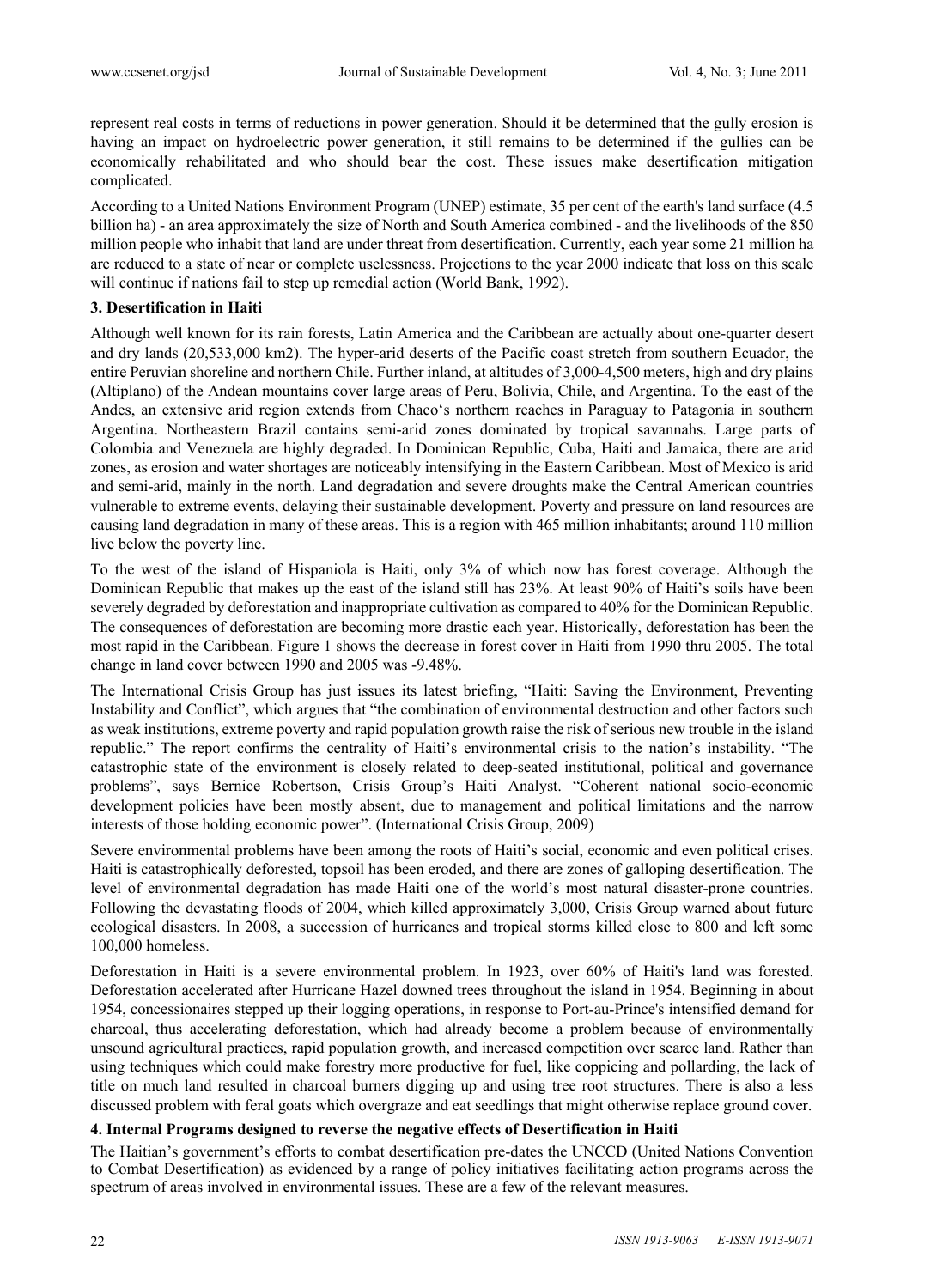represent real costs in terms of reductions in power generation. Should it be determined that the gully erosion is having an impact on hydroelectric power generation, it still remains to be determined if the gullies can be economically rehabilitated and who should bear the cost. These issues make desertification mitigation complicated.

According to a United Nations Environment Program (UNEP) estimate, 35 per cent of the earth's land surface (4.5 billion ha) - an area approximately the size of North and South America combined - and the livelihoods of the 850 million people who inhabit that land are under threat from desertification. Currently, each year some 21 million ha are reduced to a state of near or complete uselessness. Projections to the year 2000 indicate that loss on this scale will continue if nations fail to step up remedial action (World Bank, 1992).

**3. Desertification in Haiti**

Although well known for its rain forests, Latin America and the Caribbean are actually about one-quarter desert and dry lands (20,533,000 km2). The hyper-arid deserts of the Pacific coast stretch from southern Ecuador, the entire Peruvian shoreline and northern Chile. Further inland, at altitudes of 3,000-4,500 meters, high and dry plains (Altiplano) of the Andean mountains cover large areas of Peru, Bolivia, Chile, and Argentina. To the east of the Andes, an extensive arid region extends from Chaco's northern reaches in Paraguay to Patagonia in southern Argentina. Northeastern Brazil contains semi-arid zones dominated by tropical savannahs. Large parts of Colombia and Venezuela are highly degraded. In Dominican Republic, Cuba, Haiti and Jamaica, there are arid zones, as erosion and water shortages are noticeably intensifying in the Eastern Caribbean. Most of Mexico is arid and semi-arid, mainly in the north. Land degradation and severe droughts make the Central American countries vulnerable to extreme events, delaying their sustainable development. Poverty and pressure on land resources are causing land degradation in many of these areas. This is a region with 465 million inhabitants; around 110 million live below the poverty line.

To the west of the island of Hispaniola is Haiti, only 3% of which now has forest coverage. Although the Dominican Republic that makes up the east of the island still has 23%. At least 90% of Haiti's soils have been severely degraded by deforestation and inappropriate cultivation as compared to 40% for the Dominican Republic. The consequences of deforestation are becoming more drastic each year. Historically, deforestation has been the most rapid in the Caribbean. Figure 1 shows the decrease in forest cover in Haiti from 1990 thru 2005. The total change in land cover between 1990 and 2005 was -9.48%.

The International Crisis Group has just issues its latest briefing, "Haiti: Saving the Environment, Preventing Instability and Conflict", which argues that "the combination of environmental destruction and other factors such as weak institutions, extreme poverty and rapid population growth raise the risk of serious new trouble in the island republic." The report confirms the centrality of Haiti's environmental crisis to the nation's instability. "The catastrophic state of the environment is closely related to deep-seated institutional, political and governance problems", says Bernice Robertson, Crisis Group's Haiti Analyst. "Coherent national socio-economic development policies have been mostly absent, due to management and political limitations and the narrow interests of those holding economic power". (International Crisis Group, 2009)

Severe environmental problems have been among the roots of Haiti's social, economic and even political crises. Haiti is catastrophically deforested, topsoil has been eroded, and there are zones of galloping desertification. The level of environmental degradation has made Haiti one of the world's most natural disaster-prone countries. Following the devastating floods of 2004, which killed approximately 3,000, Crisis Group warned about future ecological disasters. In 2008, a succession of hurricanes and tropical storms killed close to 800 and left some 100,000 homeless.

Deforestation in Haiti is a severe environmental problem. In 1923, over 60% of Haiti's land was forested. Deforestation accelerated after Hurricane Hazel downed trees throughout the island in 1954. Beginning in about 1954, concessionaires stepped up their logging operations, in response to Port-au-Prince's intensified demand for charcoal, thus accelerating deforestation, which had already become a problem because of environmentally unsound agricultural practices, rapid population growth, and increased competition over scarce land. Rather than using techniques which could make forestry more productive for fuel, like coppicing and pollarding, the lack of title on much land resulted in charcoal burners digging up and using tree root structures. There is also a less discussed problem with feral goats which overgraze and eat seedlings that might otherwise replace ground cover.

**4. Internal Programs designed to reverse the negative effects of Desertification in Haiti**

The Haitian's government's efforts to combat desertification pre-dates the UNCCD (United Nations Convention to Combat Desertification) as evidenced by a range of policy initiatives facilitating action programs across the spectrum of areas involved in environmental issues. These are a few of the relevant measures.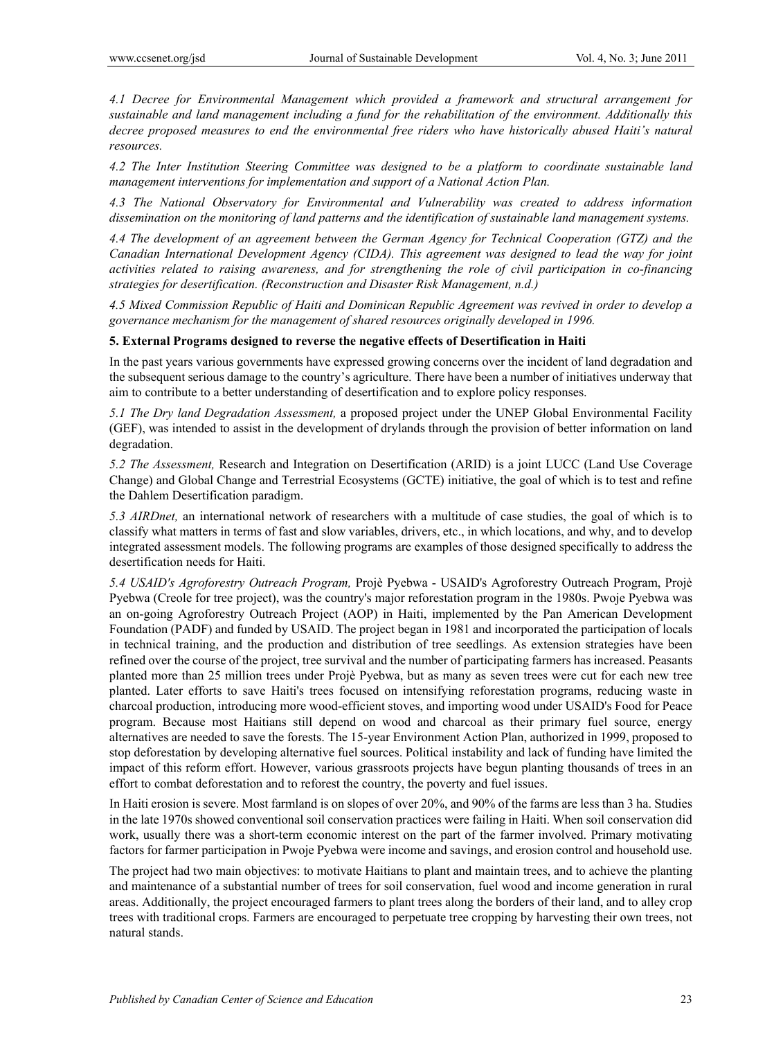*4.1 Decree for Environmental Management which provided a framework and structural arrangement for sustainable and land management including a fund for the rehabilitation of the environment. Additionally this decree proposed measures to end the environmental free riders who have historically abused Haiti's natural resources.*

*4.2 The Inter Institution Steering Committee was designed to be a platform to coordinate sustainable land management interventions for implementation and support of a National Action Plan.*

*4.3 The National Observatory for Environmental and Vulnerability was created to address information dissemination on the monitoring of land patterns and the identification of sustainable land management systems.*

*4.4 The development of an agreement between the German Agency for Technical Cooperation (GTZ) and the Canadian International Development Agency (CIDA). This agreement was designed to lead the way for joint activities related to raising awareness, and for strengthening the role of civil participation in co-financing strategies for desertification. (Reconstruction and Disaster Risk Management, n.d.)*

*4.5 Mixed Commission Republic of Haiti and Dominican Republic Agreement was revived in order to develop a governance mechanism for the management of shared resources originally developed in 1996.*

## 5. External Programs designed to reverse the negative effects of Desertification in Haiti

In the past years various governments have expressed growing concerns over the incident of land degradation and the subsequent serious damage to the country's agriculture. There have been a number of initiatives underway that aim to contribute to a better understanding of desertification and to explore policy responses.

*5.1 The Dry land Degradation Assessment,* a proposed project under the UNEP Global Environmental Facility (GEF), was intended to assist in the development of drylands through the provision of better information on land degradation.

*5.2 The Assessment,* Research and Integration on Desertification (ARID) is a joint LUCC (Land Use Coverage Change) and Global Change and Terrestrial Ecosystems (GCTE) initiative, the goal of which is to test and refine the Dahlem Desertification paradigm.

*5.3 AIRDnet,* an international network of researchers with a multitude of case studies, the goal of which is to classify what matters in terms of fast and slow variables, drivers, etc., in which locations, and why, and to develop integrated assessment models. The following programs are examples of those designed specifically to address the desertification needs for Haiti.

*5.4 USAID's Agroforestry Outreach Program,* Projè Pyebwa - USAID's Agroforestry Outreach Program, Projè Pyebwa (Creole for tree project), was the country's major reforestation program in the 1980s. Pwoje Pyebwa was an on-going Agroforestry Outreach Project (AOP) in Haiti, implemented by the Pan American Development Foundation (PADF) and funded by USAID. The project began in 1981 and incorporated the participation of locals in technical training, and the production and distribution of tree seedlings. As extension strategies have been refined over the course of the project, tree survival and the number of participating farmers has increased. Peasants planted more than 25 million trees under Projè Pyebwa, but as many as seven trees were cut for each new tree planted. Later efforts to save Haiti's trees focused on intensifying reforestation programs, reducing waste in charcoal production, introducing more wood-efficient stoves, and importing wood under USAID's Food for Peace program. Because most Haitians still depend on wood and charcoal as their primary fuel source, energy alternatives are needed to save the forests. The 15-year Environment Action Plan, authorized in 1999, proposed to stop deforestation by developing alternative fuel sources. Political instability and lack of funding have limited the impact of this reform effort. However, various grassroots projects have begun planting thousands of trees in an effort to combat deforestation and to reforest the country, the poverty and fuel issues.

In Haiti erosion is severe. Most farmland is on slopes of over 20%, and 90% of the farms are less than 3 ha. Studies in the late 1970s showed conventional soil conservation practices were failing in Haiti. When soil conservation did work, usually there was a short-term economic interest on the part of the farmer involved. Primary motivating factors for farmer participation in Pwoje Pyebwa were income and savings, and erosion control and household use.

The project had two main objectives: to motivate Haitians to plant and maintain trees, and to achieve the planting and maintenance of a substantial number of trees for soil conservation, fuel wood and income generation in rural areas. Additionally, the project encouraged farmers to plant trees along the borders of their land, and to alley crop trees with traditional crops. Farmers are encouraged to perpetuate tree cropping by harvesting their own trees, not natural stands.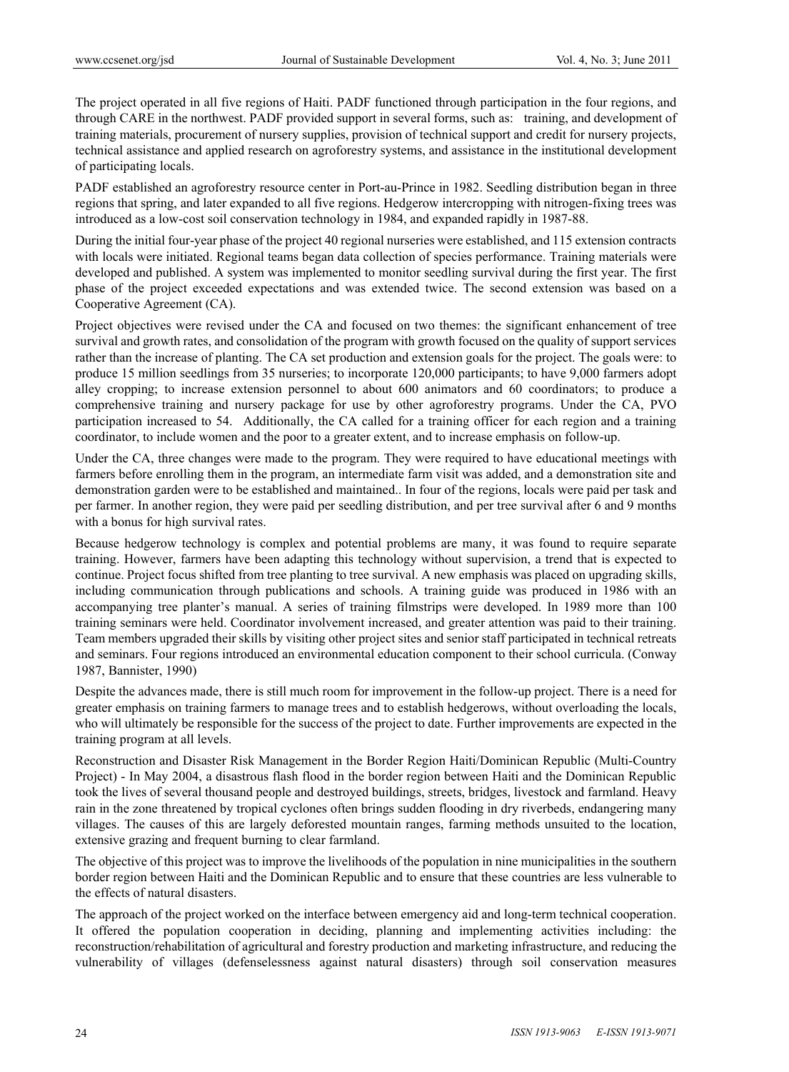The project operated in all five regions of Haiti. PADF functioned through participation in the four regions, and through CARE in the northwest. PADF provided support in several forms, such as: training, and development of training materials, procurement of nursery supplies, provision of technical support and credit for nursery projects, technical assistance and applied research on agroforestry systems, and assistance in the institutional development of participating locals.

PADF established an agroforestry resource center in Port-au-Prince in 1982. Seedling distribution began in three regions that spring, and later expanded to all five regions. Hedgerow intercropping with nitrogen-fixing trees was introduced as a low-cost soil conservation technology in 1984, and expanded rapidly in 1987-88.

During the initial four-year phase of the project 40 regional nurseries were established, and 115 extension contracts with locals were initiated. Regional teams began data collection of species performance. Training materials were developed and published. A system was implemented to monitor seedling survival during the first year. The first phase of the project exceeded expectations and was extended twice. The second extension was based on a Cooperative Agreement (CA).

Project objectives were revised under the CA and focused on two themes: the significant enhancement of tree survival and growth rates, and consolidation of the program with growth focused on the quality of support services rather than the increase of planting. The CA set production and extension goals for the project. The goals were: to produce 15 million seedlings from 35 nurseries; to incorporate 120,000 participants; to have 9,000 farmers adopt alley cropping; to increase extension personnel to about 600 animators and 60 coordinators; to produce a comprehensive training and nursery package for use by other agroforestry programs. Under the CA, PVO participation increased to 54. Additionally, the CA called for a training officer for each region and a training coordinator, to include women and the poor to a greater extent, and to increase emphasis on follow-up.

Under the CA, three changes were made to the program. They were required to have educational meetings with farmers before enrolling them in the program, an intermediate farm visit was added, and a demonstration site and demonstration garden were to be established and maintained.. In four of the regions, locals were paid per task and per farmer. In another region, they were paid per seedling distribution, and per tree survival after 6 and 9 months with a bonus for high survival rates.

Because hedgerow technology is complex and potential problems are many, it was found to require separate training. However, farmers have been adapting this technology without supervision, a trend that is expected to continue. Project focus shifted from tree planting to tree survival. A new emphasis was placed on upgrading skills, including communication through publications and schools. A training guide was produced in 1986 with an accompanying tree planter's manual. A series of training filmstrips were developed. In 1989 more than 100 training seminars were held. Coordinator involvement increased, and greater attention was paid to their training. Team members upgraded their skills by visiting other project sites and senior staff participated in technical retreats and seminars. Four regions introduced an environmental education component to their school curricula. (Conway 1987, Bannister, 1990)

Despite the advances made, there is still much room for improvement in the follow-up project. There is a need for greater emphasis on training farmers to manage trees and to establish hedgerows, without overloading the locals, who will ultimately be responsible for the success of the project to date. Further improvements are expected in the training program at all levels.

Reconstruction and Disaster Risk Management in the Border Region Haiti/Dominican Republic (Multi-Country Project) - In May 2004, a disastrous flash flood in the border region between Haiti and the Dominican Republic took the lives of several thousand people and destroyed buildings, streets, bridges, livestock and farmland. Heavy rain in the zone threatened by tropical cyclones often brings sudden flooding in dry riverbeds, endangering many villages. The causes of this are largely deforested mountain ranges, farming methods unsuited to the location, extensive grazing and frequent burning to clear farmland.

The objective of this project was to improve the livelihoods of the population in nine municipalities in the southern border region between Haiti and the Dominican Republic and to ensure that these countries are less vulnerable to the effects of natural disasters.

The approach of the project worked on the interface between emergency aid and long-term technical cooperation. It offered the population cooperation in deciding, planning and implementing activities including: the reconstruction/rehabilitation of agricultural and forestry production and marketing infrastructure, and reducing the vulnerability of villages (defenselessness against natural disasters) through soil conservation measures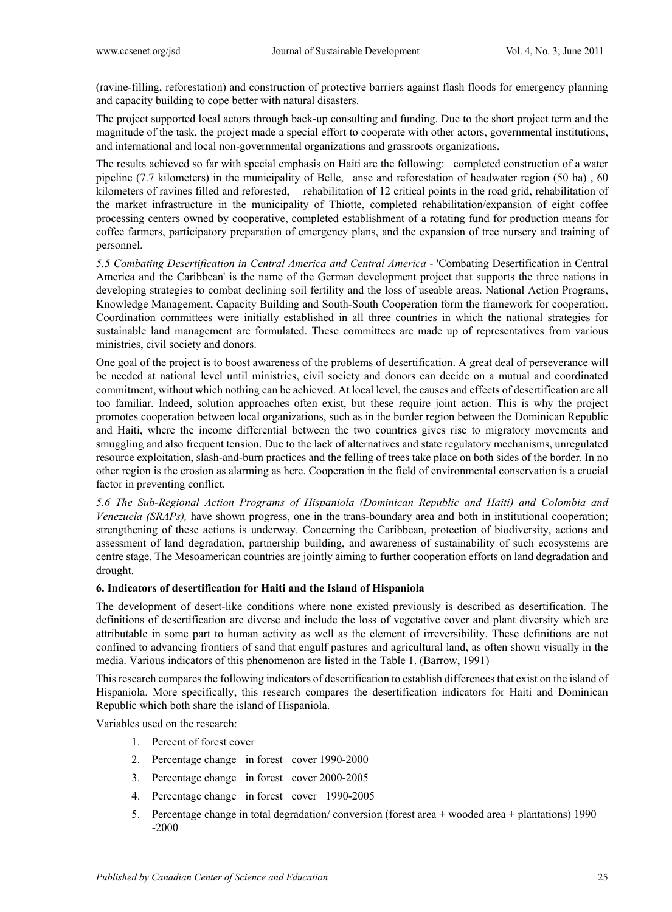(ravine-filling, reforestation) and construction of protective barriers against flash floods for emergency planning and capacity building to cope better with natural disasters.

The project supported local actors through back-up consulting and funding. Due to the short project term and the magnitude of the task, the project made a special effort to cooperate with other actors, governmental institutions, and international and local non-governmental organizations and grassroots organizations.

The results achieved so far with special emphasis on Haiti are the following: completed construction of a water pipeline (7.7 kilometers) in the municipality of Belle, anse and reforestation of headwater region (50 ha) , 60 kilometers of ravines filled and reforested, rehabilitation of 12 critical points in the road grid, rehabilitation of the market infrastructure in the municipality of Thiotte, completed rehabilitation/expansion of eight coffee processing centers owned by cooperative, completed establishment of a rotating fund for production means for coffee farmers, participatory preparation of emergency plans, and the expansion of tree nursery and training of personnel.

*5.5 Combating Desertification in Central America and Central America* - 'Combating Desertification in Central America and the Caribbean' is the name of the German development project that supports the three nations in developing strategies to combat declining soil fertility and the loss of useable areas. National Action Programs, Knowledge Management, Capacity Building and South-South Cooperation form the framework for cooperation. Coordination committees were initially established in all three countries in which the national strategies for sustainable land management are formulated. These committees are made up of representatives from various ministries, civil society and donors.

One goal of the project is to boost awareness of the problems of desertification. A great deal of perseverance will be needed at national level until ministries, civil society and donors can decide on a mutual and coordinated commitment, without which nothing can be achieved. At local level, the causes and effects of desertification are all too familiar. Indeed, solution approaches often exist, but these require joint action. This is why the project promotes cooperation between local organizations, such as in the border region between the Dominican Republic and Haiti, where the income differential between the two countries gives rise to migratory movements and smuggling and also frequent tension. Due to the lack of alternatives and state regulatory mechanisms, unregulated resource exploitation, slash-and-burn practices and the felling of trees take place on both sides of the border. In no other region is the erosion as alarming as here. Cooperation in the field of environmental conservation is a crucial factor in preventing conflict.

*5.6 The Sub-Regional Action Programs of Hispaniola (Dominican Republic and Haiti) and Colombia and Venezuela (SRAPs),* have shown progress, one in the trans-boundary area and both in institutional cooperation; strengthening of these actions is underway. Concerning the Caribbean, protection of biodiversity, actions and assessment of land degradation, partnership building, and awareness of sustainability of such ecosystems are centre stage. The Mesoamerican countries are jointly aiming to further cooperation efforts on land degradation and drought.

**6. Indicators of desertification for Haiti and the Island of Hispaniola**

The development of desert-like conditions where none existed previously is described as desertification. The definitions of desertification are diverse and include the loss of vegetative cover and plant diversity which are attributable in some part to human activity as well as the element of irreversibility. These definitions are not confined to advancing frontiers of sand that engulf pastures and agricultural land, as often shown visually in the media. Various indicators of this phenomenon are listed in the Table 1. (Barrow, 1991)

This research compares the following indicators of desertification to establish differences that exist on the island of Hispaniola. More specifically, this research compares the desertification indicators for Haiti and Dominican Republic which both share the island of Hispaniola.

Variables used on the research:

1. Percent of forest cover
2. Percentage change in forest cover 1990-2000
3. Percentage change in forest cover 2000-2005
4. Percentage change in forest cover 1990-2005
5. Percentage change in total degradation/ conversion (forest area + wooded area + plantations) 1990 -2000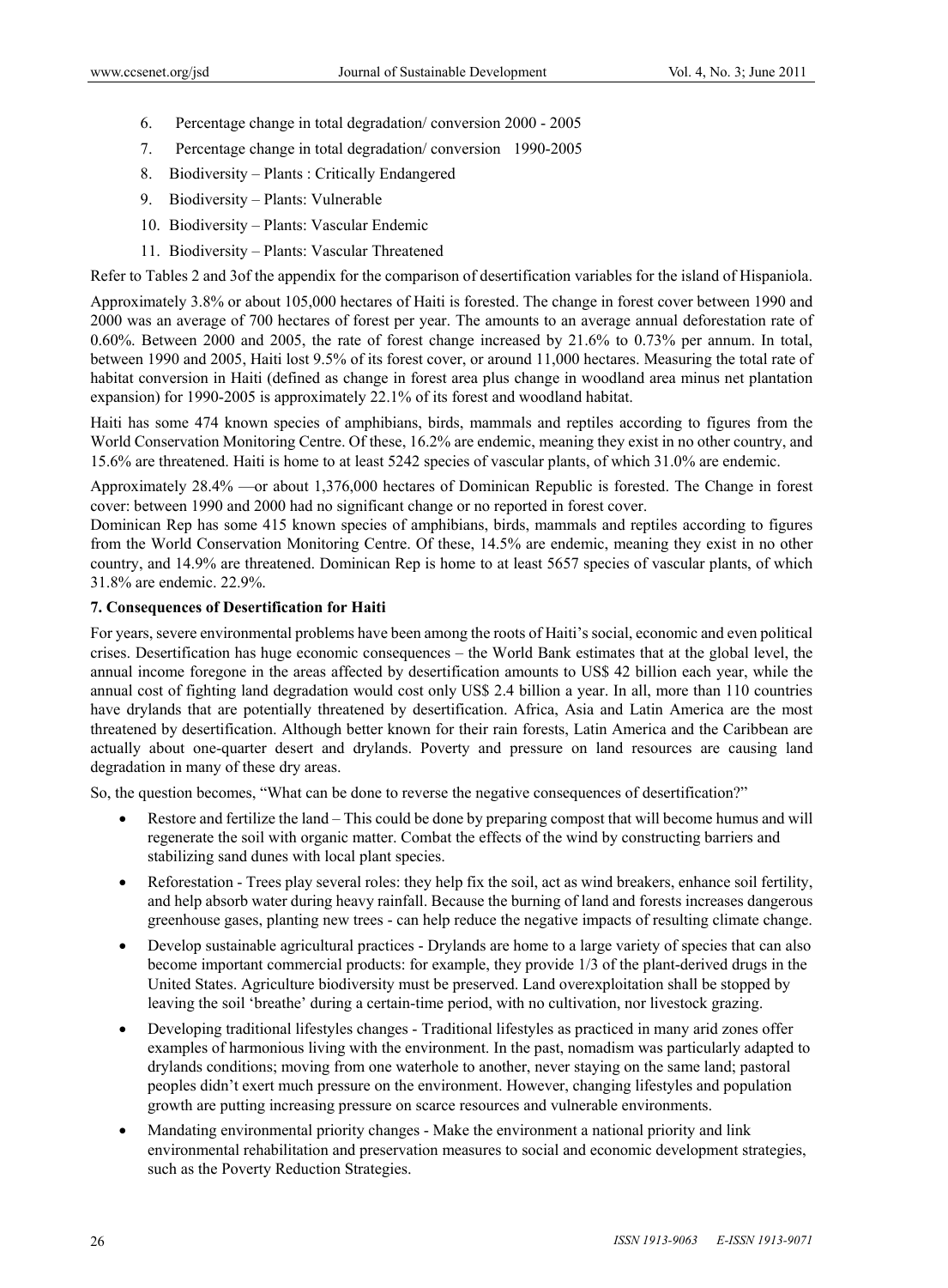6. Percentage change in total degradation/ conversion 2000 - 2005
7. Percentage change in total degradation/ conversion 1990-2005
8. Biodiversity – Plants : Critically Endangered
9. Biodiversity – Plants: Vulnerable
10. Biodiversity – Plants: Vascular Endemic
11. Biodiversity – Plants: Vascular Threatened

Refer to Tables 2 and 3of the appendix for the comparison of desertification variables for the island of Hispaniola.

Approximately 3.8% or about 105,000 hectares of Haiti is forested. The change in forest cover between 1990 and 2000 was an average of 700 hectares of forest per year. The amounts to an average annual deforestation rate of 0.60%. Between 2000 and 2005, the rate of forest change increased by 21.6% to 0.73% per annum. In total, between 1990 and 2005, Haiti lost 9.5% of its forest cover, or around 11,000 hectares. Measuring the total rate of habitat conversion in Haiti (defined as change in forest area plus change in woodland area minus net plantation expansion) for 1990-2005 is approximately 22.1% of its forest and woodland habitat.

Haiti has some 474 known species of amphibians, birds, mammals and reptiles according to figures from the World Conservation Monitoring Centre. Of these, 16.2% are endemic, meaning they exist in no other country, and 15.6% are threatened. Haiti is home to at least 5242 species of vascular plants, of which 31.0% are endemic.

Approximately 28.4% —or about 1,376,000 hectares of Dominican Republic is forested. The Change in forest cover: between 1990 and 2000 had no significant change or no reported in forest cover.

Dominican Rep has some 415 known species of amphibians, birds, mammals and reptiles according to figures from the World Conservation Monitoring Centre. Of these, 14.5% are endemic, meaning they exist in no other country, and 14.9% are threatened. Dominican Rep is home to at least 5657 species of vascular plants, of which 31.8% are endemic. 22.9%.

### 7. Consequences of Desertification for Haiti

For years, severe environmental problems have been among the roots of Haiti's social, economic and even political crises. Desertification has huge economic consequences – the World Bank estimates that at the global level, the annual income foregone in the areas affected by desertification amounts to US$ 42 billion each year, while the annual cost of fighting land degradation would cost only US$ 2.4 billion a year. In all, more than 110 countries have drylands that are potentially threatened by desertification. Africa, Asia and Latin America are the most threatened by desertification. Although better known for their rain forests, Latin America and the Caribbean are actually about one-quarter desert and drylands. Poverty and pressure on land resources are causing land degradation in many of these dry areas.

So, the question becomes, "What can be done to reverse the negative consequences of desertification?"

- Restore and fertilize the land – This could be done by preparing compost that will become humus and will regenerate the soil with organic matter. Combat the effects of the wind by constructing barriers and stabilizing sand dunes with local plant species.
- Reforestation - Trees play several roles: they help fix the soil, act as wind breakers, enhance soil fertility, and help absorb water during heavy rainfall. Because the burning of land and forests increases dangerous greenhouse gases, planting new trees - can help reduce the negative impacts of resulting climate change.
- Develop sustainable agricultural practices - Drylands are home to a large variety of species that can also become important commercial products: for example, they provide 1/3 of the plant-derived drugs in the United States. Agriculture biodiversity must be preserved. Land overexploitation shall be stopped by leaving the soil 'breathe' during a certain-time period, with no cultivation, nor livestock grazing.
- Developing traditional lifestyles changes - Traditional lifestyles as practiced in many arid zones offer examples of harmonious living with the environment. In the past, nomadism was particularly adapted to drylands conditions; moving from one waterhole to another, never staying on the same land; pastoral peoples didn't exert much pressure on the environment. However, changing lifestyles and population growth are putting increasing pressure on scarce resources and vulnerable environments.
- Mandating environmental priority changes - Make the environment a national priority and link environmental rehabilitation and preservation measures to social and economic development strategies, such as the Poverty Reduction Strategies.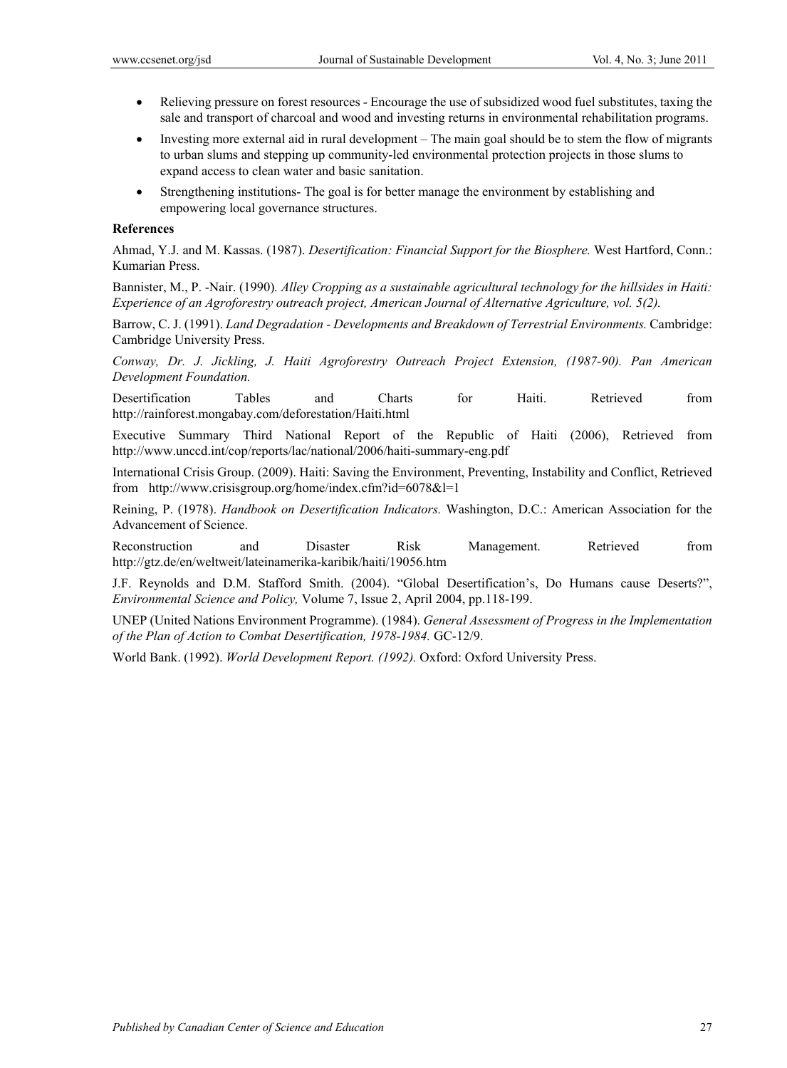- Relieving pressure on forest resources - Encourage the use of subsidized wood fuel substitutes, taxing the sale and transport of charcoal and wood and investing returns in environmental rehabilitation programs.
- Investing more external aid in rural development – The main goal should be to stem the flow of migrants to urban slums and stepping up community-led environmental protection projects in those slums to expand access to clean water and basic sanitation.
- Strengthening institutions- The goal is for better manage the environment by establishing and empowering local governance structures.

**References**

Ahmad, Y.J. and M. Kassas. (1987). *Desertification: Financial Support for the Biosphere.* West Hartford, Conn.: Kumarian Press.

Bannister, M., P. -Nair. (1990)*. Alley Cropping as a sustainable agricultural technology for the hillsides in Haiti: Experience of an Agroforestry outreach project, American Journal of Alternative Agriculture, vol. 5(2).*

Barrow, C. J. (1991). *Land Degradation - Developments and Breakdown of Terrestrial Environments.* Cambridge: Cambridge University Press.

*Conway, Dr. J. Jickling, J. Haiti Agroforestry Outreach Project Extension, (1987-90). Pan American Development Foundation.*

Desertification Tables and Charts for Haiti. Retrieved from http://rainforest.mongabay.com/deforestation/Haiti.html

Executive Summary Third National Report of the Republic of Haiti (2006), Retrieved from http://www.unccd.int/cop/reports/lac/national/2006/haiti-summary-eng.pdf

International Crisis Group. (2009). Haiti: Saving the Environment, Preventing, Instability and Conflict, Retrieved from http://www.crisisgroup.org/home/index.cfm?id=6078&l=1

Reining, P. (1978). *Handbook on Desertification Indicators.* Washington, D.C.: American Association for the Advancement of Science.

Reconstruction and Disaster Risk Management. Retrieved from http://gtz.de/en/weltweit/lateinamerika-karibik/haiti/19056.htm

J.F. Reynolds and D.M. Stafford Smith. (2004). "Global Desertification's, Do Humans cause Deserts?", *Environmental Science and Policy,* Volume 7, Issue 2, April 2004, pp.118-199.

UNEP (United Nations Environment Programme). (1984). *General Assessment of Progress in the Implementation of the Plan of Action to Combat Desertification, 1978-1984.* GC-12/9.

World Bank. (1992). *World Development Report. (1992).* Oxford: Oxford University Press.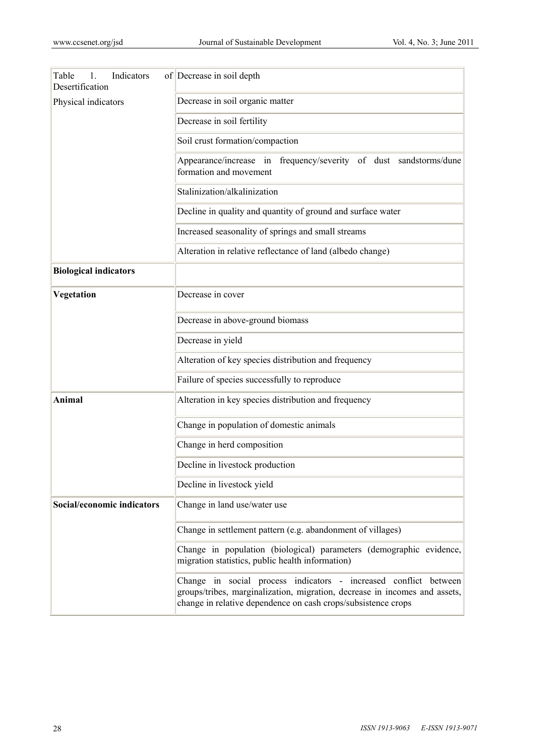| Table 1. Indicators of Desertification | Decrease in soil depth |
|---|---|
| Physical indicators | Decrease in soil organic matter |
| | Decrease in soil fertility |
| | Soil crust formation/compaction |
| | Appearance/increase in frequency/severity of dust sandstorms/dune formation and movement |
| | Stalinization/alkalinization |
| | Decline in quality and quantity of ground and surface water |
| | Increased seasonality of springs and small streams |
| | Alteration in relative reflectance of land (albedo change) |
| **Biological indicators** | |
| **Vegetation** | Decrease in cover |
| | Decrease in above-ground biomass |
| | Decrease in yield |
| | Alteration of key species distribution and frequency |
| | Failure of species successfully to reproduce |
| **Animal** | Alteration in key species distribution and frequency |
| | Change in population of domestic animals |
| | Change in herd composition |
| | Decline in livestock production |
| | Decline in livestock yield |
| **Social/economic indicators** | Change in land use/water use |
| | Change in settlement pattern (e.g. abandonment of villages) |
| | Change in population (biological) parameters (demographic evidence, migration statistics, public health information) |
| | Change in social process indicators - increased conflict between groups/tribes, marginalization, migration, decrease in incomes and assets, change in relative dependence on cash crops/subsistence crops |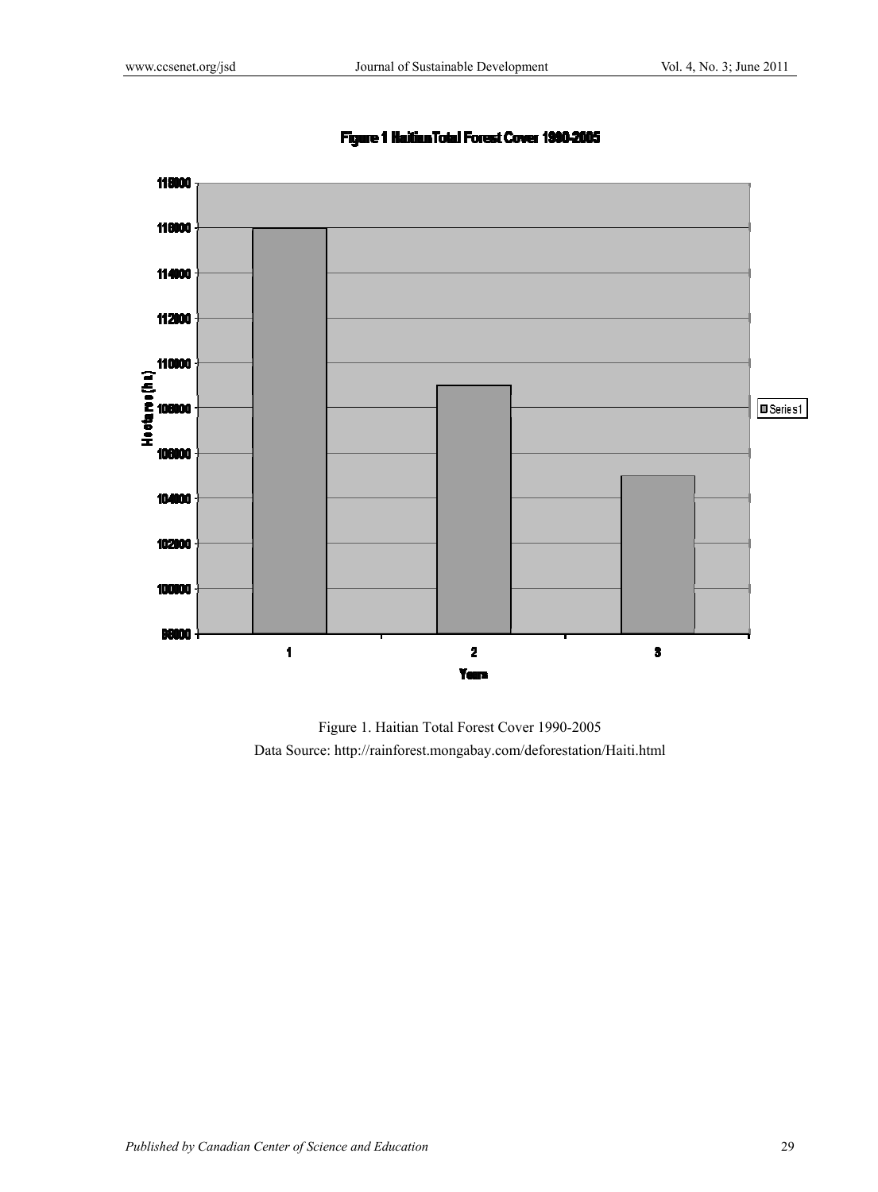Figure 1. Haitian Total Forest Cover 1990-2005

Data Source: http://rainforest.mongabay.com/deforestation/Haiti.html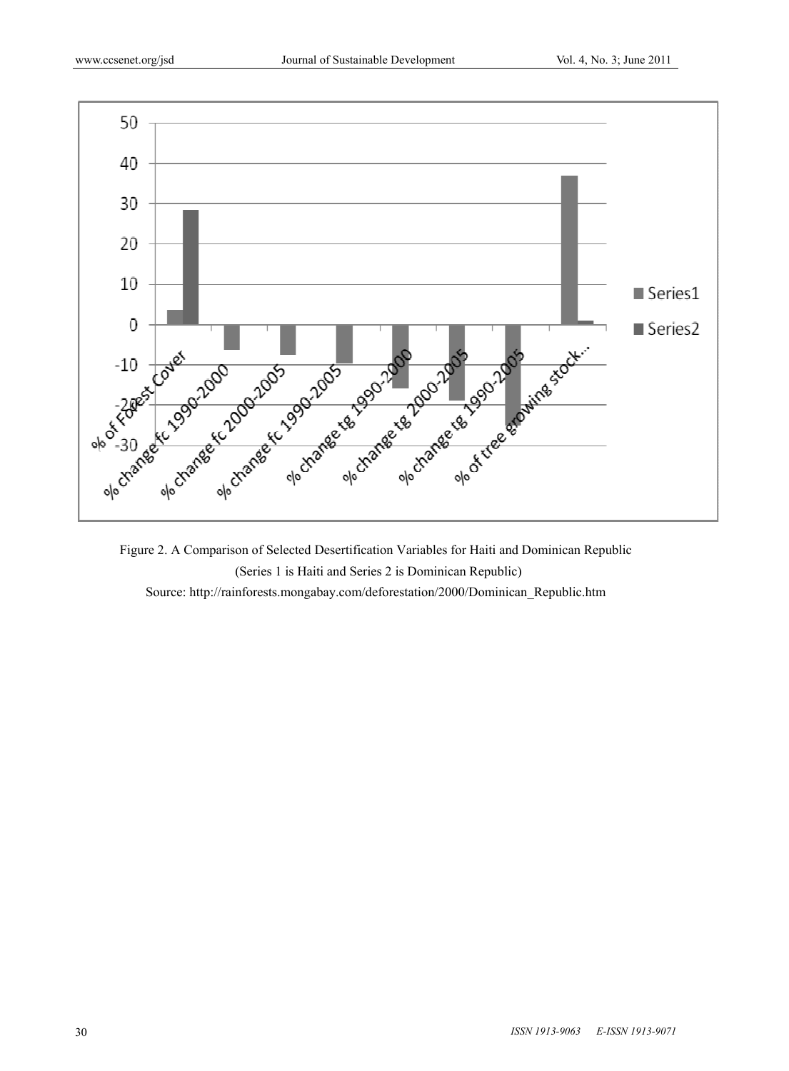Figure 2. A Comparison of Selected Desertification Variables for Haiti and Dominican Republic

(Series 1 is Haiti and Series 2 is Dominican Republic)

Source: http://rainforests.mongabay.com/deforestation/2000/Dominican_Republic.htm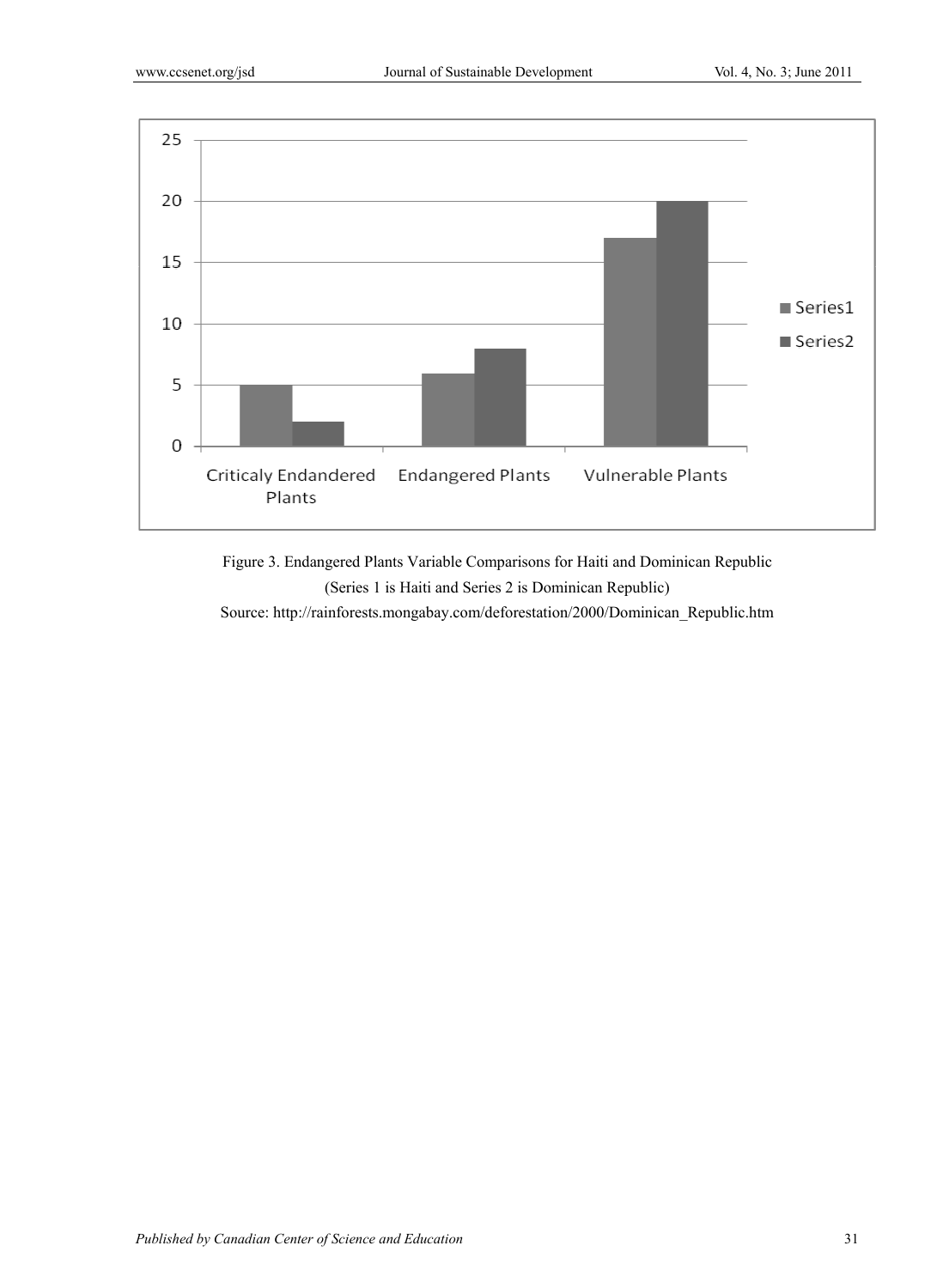25

20

15

10

5

0

Criticaly Endandered Plants

Endangered Plants

Vulnerable Plants

Series1

Series2

Figure 3. Endangered Plants Variable Comparisons for Haiti and Dominican Republic

(Series 1 is Haiti and Series 2 is Dominican Republic)

Source: http://rainforests.mongabay.com/deforestation/2000/Dominican_Republic.htm